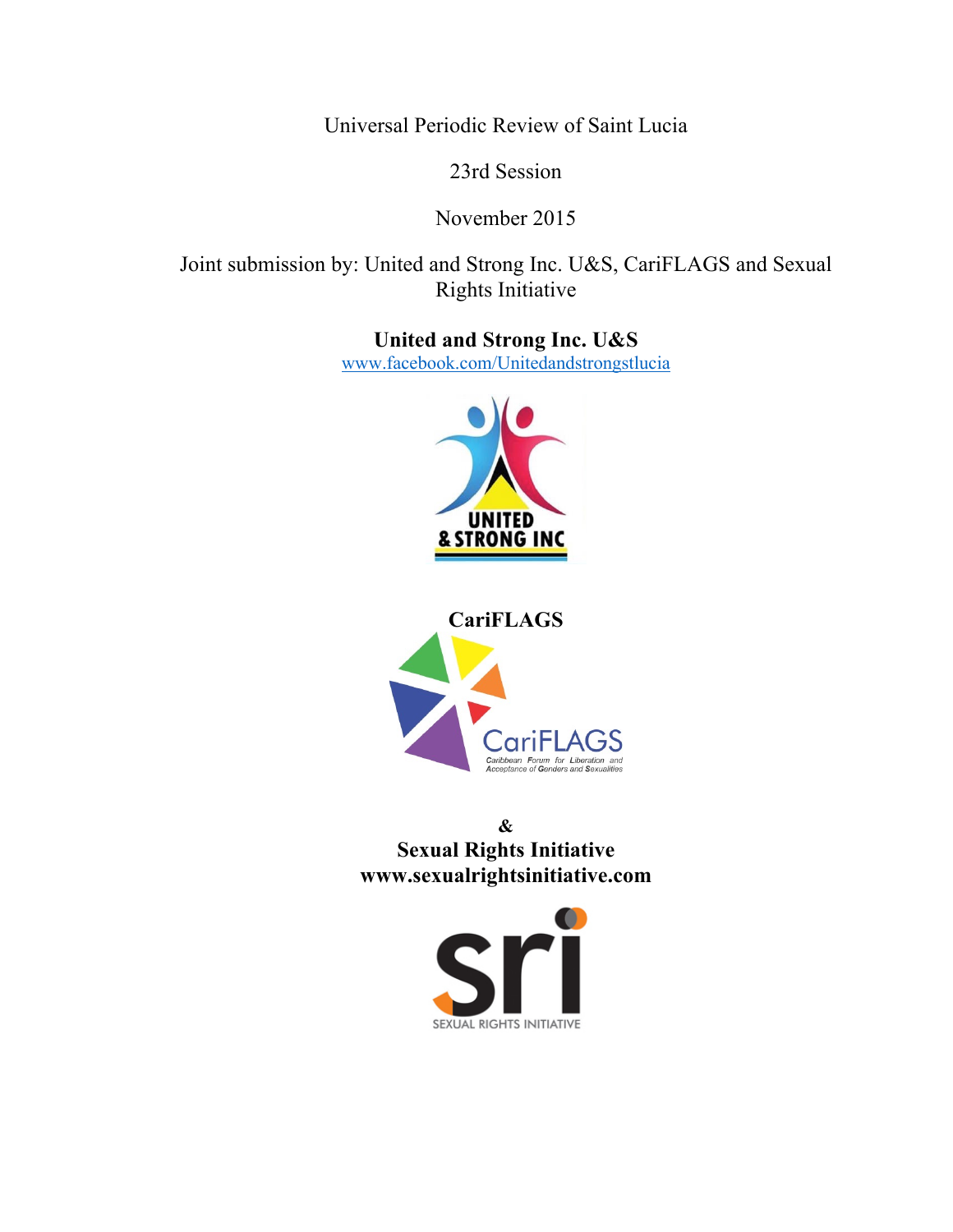Universal Periodic Review of Saint Lucia

23rd Session

November 2015

Joint submission by: United and Strong Inc. U&S, CariFLAGS and Sexual Rights Initiative

**United and Strong Inc. U&S**

www.facebook.com/Unitedandstrongstlucia

UNITED & STRONG INC

**CariFLAGS**

CariFLAGS
Caribbean Forum for Liberation and Acceptance of Genders and Sexualities

**&**

**Sexual Rights Initiative**

**www.sexualrightsinitiative.com**

sri
SEXUAL RIGHTS INITIATIVE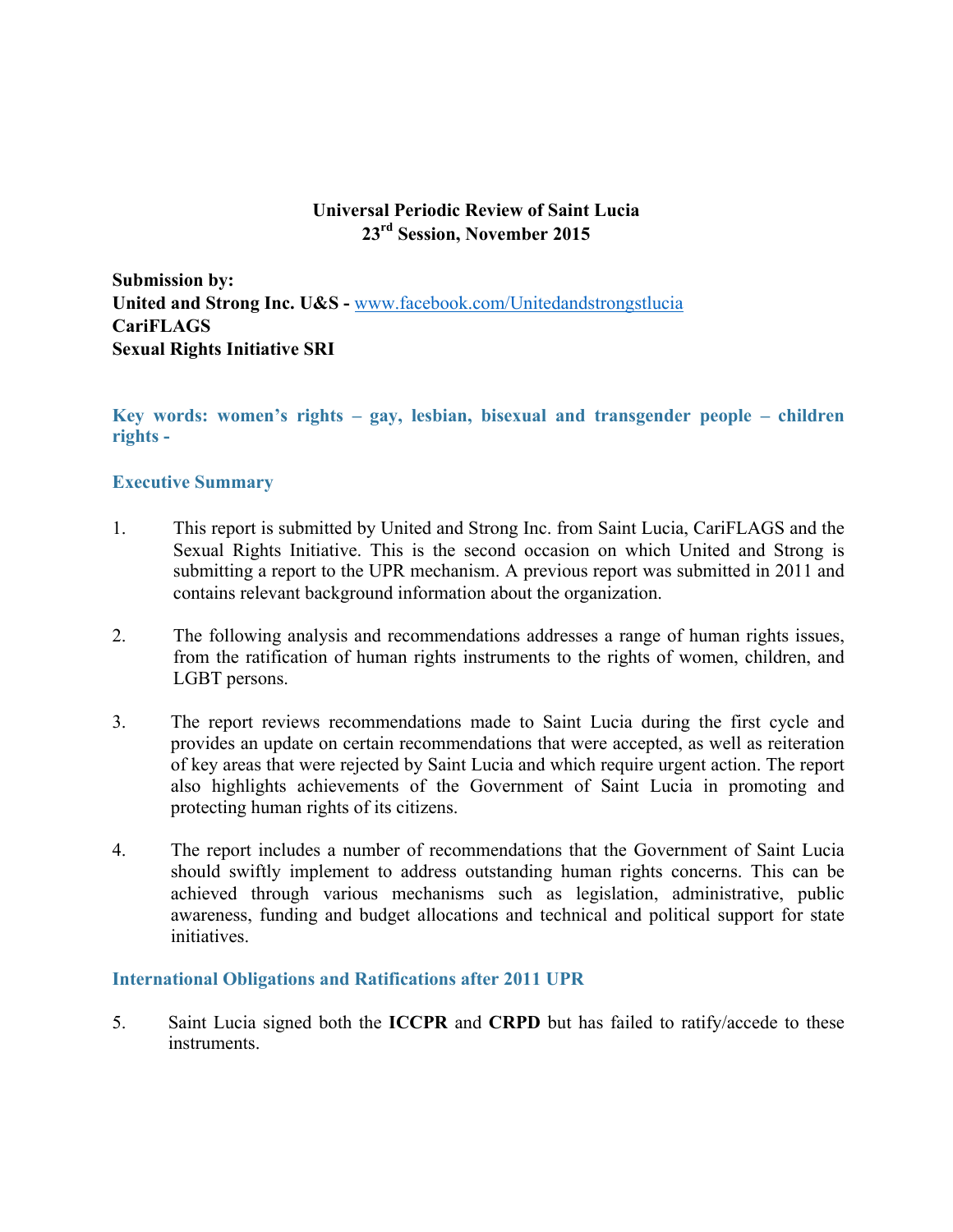**Universal Periodic Review of Saint Lucia**
**23rd Session, November 2015**

**Submission by:**
**United and Strong Inc. U&S -** www.facebook.com/Unitedandstrongstlucia
**CariFLAGS**
**Sexual Rights Initiative SRI**

**Key words: women's rights – gay, lesbian, bisexual and transgender people – children rights -**

## Executive Summary

1. This report is submitted by United and Strong Inc. from Saint Lucia, CariFLAGS and the Sexual Rights Initiative. This is the second occasion on which United and Strong is submitting a report to the UPR mechanism. A previous report was submitted in 2011 and contains relevant background information about the organization.

2. The following analysis and recommendations addresses a range of human rights issues, from the ratification of human rights instruments to the rights of women, children, and LGBT persons.

3. The report reviews recommendations made to Saint Lucia during the first cycle and provides an update on certain recommendations that were accepted, as well as reiteration of key areas that were rejected by Saint Lucia and which require urgent action. The report also highlights achievements of the Government of Saint Lucia in promoting and protecting human rights of its citizens.

4. The report includes a number of recommendations that the Government of Saint Lucia should swiftly implement to address outstanding human rights concerns. This can be achieved through various mechanisms such as legislation, administrative, public awareness, funding and budget allocations and technical and political support for state initiatives.

## International Obligations and Ratifications after 2011 UPR

5. Saint Lucia signed both the **ICCPR** and **CRPD** but has failed to ratify/accede to these instruments.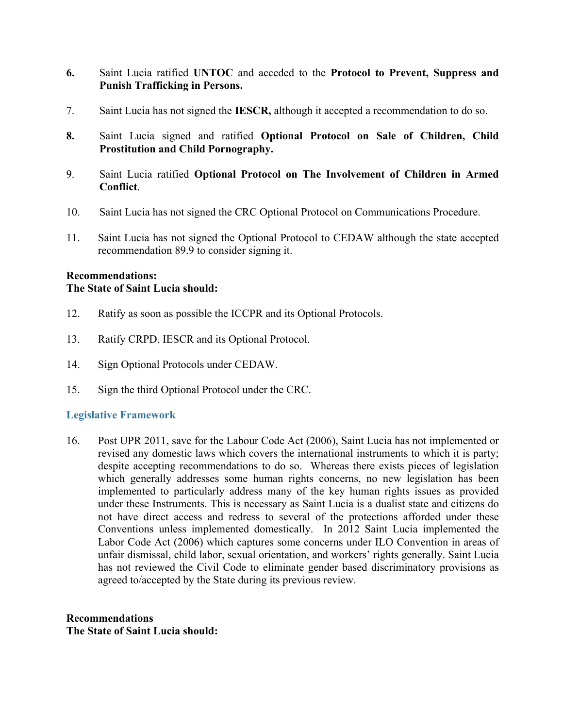**6.** Saint Lucia ratified **UNTOC** and acceded to the **Protocol to Prevent, Suppress and Punish Trafficking in Persons.**

7. Saint Lucia has not signed the **IESCR,** although it accepted a recommendation to do so.

**8.** Saint Lucia signed and ratified **Optional Protocol on Sale of Children, Child Prostitution and Child Pornography.**

9. Saint Lucia ratified **Optional Protocol on The Involvement of Children in Armed Conflict**.

10. Saint Lucia has not signed the CRC Optional Protocol on Communications Procedure.

11. Saint Lucia has not signed the Optional Protocol to CEDAW although the state accepted recommendation 89.9 to consider signing it.

**Recommendations:**
**The State of Saint Lucia should:**

12. Ratify as soon as possible the ICCPR and its Optional Protocols.

13. Ratify CRPD, IESCR and its Optional Protocol.

14. Sign Optional Protocols under CEDAW.

15. Sign the third Optional Protocol under the CRC.

### Legislative Framework

16. Post UPR 2011, save for the Labour Code Act (2006), Saint Lucia has not implemented or revised any domestic laws which covers the international instruments to which it is party; despite accepting recommendations to do so. Whereas there exists pieces of legislation which generally addresses some human rights concerns, no new legislation has been implemented to particularly address many of the key human rights issues as provided under these Instruments. This is necessary as Saint Lucia is a dualist state and citizens do not have direct access and redress to several of the protections afforded under these Conventions unless implemented domestically. In 2012 Saint Lucia implemented the Labor Code Act (2006) which captures some concerns under ILO Convention in areas of unfair dismissal, child labor, sexual orientation, and workers' rights generally. Saint Lucia has not reviewed the Civil Code to eliminate gender based discriminatory provisions as agreed to/accepted by the State during its previous review.

**Recommendations**
**The State of Saint Lucia should:**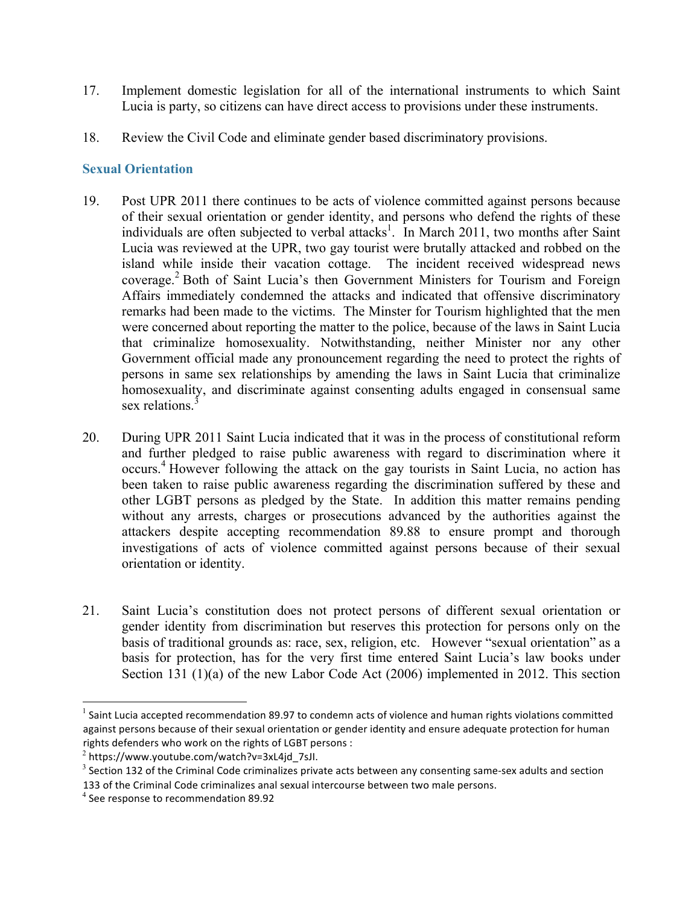17. Implement domestic legislation for all of the international instruments to which Saint Lucia is party, so citizens can have direct access to provisions under these instruments.

18. Review the Civil Code and eliminate gender based discriminatory provisions.

### Sexual Orientation

19. Post UPR 2011 there continues to be acts of violence committed against persons because of their sexual orientation or gender identity, and persons who defend the rights of these individuals are often subjected to verbal attacks[1]. In March 2011, two months after Saint Lucia was reviewed at the UPR, two gay tourist were brutally attacked and robbed on the island while inside their vacation cottage. The incident received widespread news coverage.[2] Both of Saint Lucia's then Government Ministers for Tourism and Foreign Affairs immediately condemned the attacks and indicated that offensive discriminatory remarks had been made to the victims. The Minster for Tourism highlighted that the men were concerned about reporting the matter to the police, because of the laws in Saint Lucia that criminalize homosexuality. Notwithstanding, neither Minister nor any other Government official made any pronouncement regarding the need to protect the rights of persons in same sex relationships by amending the laws in Saint Lucia that criminalize homosexuality, and discriminate against consenting adults engaged in consensual same sex relations.[3]

20. During UPR 2011 Saint Lucia indicated that it was in the process of constitutional reform and further pledged to raise public awareness with regard to discrimination where it occurs.[4] However following the attack on the gay tourists in Saint Lucia, no action has been taken to raise public awareness regarding the discrimination suffered by these and other LGBT persons as pledged by the State. In addition this matter remains pending without any arrests, charges or prosecutions advanced by the authorities against the attackers despite accepting recommendation 89.88 to ensure prompt and thorough investigations of acts of violence committed against persons because of their sexual orientation or identity.

21. Saint Lucia's constitution does not protect persons of different sexual orientation or gender identity from discrimination but reserves this protection for persons only on the basis of traditional grounds as: race, sex, religion, etc. However "sexual orientation" as a basis for protection, has for the very first time entered Saint Lucia's law books under Section 131 (1)(a) of the new Labor Code Act (2006) implemented in 2012. This section

---

[1] Saint Lucia accepted recommendation 89.97 to condemn acts of violence and human rights violations committed against persons because of their sexual orientation or gender identity and ensure adequate protection for human rights defenders who work on the rights of LGBT persons :

[2] https://www.youtube.com/watch?v=3xL4jd_7sJI.

[3] Section 132 of the Criminal Code criminalizes private acts between any consenting same-sex adults and section 133 of the Criminal Code criminalizes anal sexual intercourse between two male persons.

[4] See response to recommendation 89.92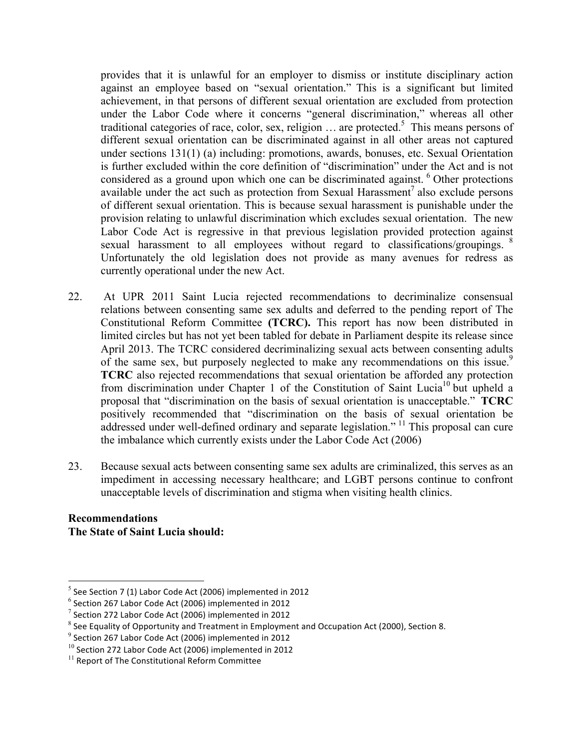provides that it is unlawful for an employer to dismiss or institute disciplinary action against an employee based on "sexual orientation." This is a significant but limited achievement, in that persons of different sexual orientation are excluded from protection under the Labor Code where it concerns "general discrimination," whereas all other traditional categories of race, color, sex, religion … are protected.[5] This means persons of different sexual orientation can be discriminated against in all other areas not captured under sections 131(1) (a) including: promotions, awards, bonuses, etc. Sexual Orientation is further excluded within the core definition of "discrimination" under the Act and is not considered as a ground upon which one can be discriminated against.[6] Other protections available under the act such as protection from Sexual Harassment[7] also exclude persons of different sexual orientation. This is because sexual harassment is punishable under the provision relating to unlawful discrimination which excludes sexual orientation. The new Labor Code Act is regressive in that previous legislation provided protection against sexual harassment to all employees without regard to classifications/groupings.[8] Unfortunately the old legislation does not provide as many avenues for redress as currently operational under the new Act.

22. At UPR 2011 Saint Lucia rejected recommendations to decriminalize consensual relations between consenting same sex adults and deferred to the pending report of The Constitutional Reform Committee **(TCRC).** This report has now been distributed in limited circles but has not yet been tabled for debate in Parliament despite its release since April 2013. The TCRC considered decriminalizing sexual acts between consenting adults of the same sex, but purposely neglected to make any recommendations on this issue.[9] **TCRC** also rejected recommendations that sexual orientation be afforded any protection from discrimination under Chapter 1 of the Constitution of Saint Lucia[10] but upheld a proposal that "discrimination on the basis of sexual orientation is unacceptable." **TCRC** positively recommended that "discrimination on the basis of sexual orientation be addressed under well-defined ordinary and separate legislation."[11] This proposal can cure the imbalance which currently exists under the Labor Code Act (2006)

23. Because sexual acts between consenting same sex adults are criminalized, this serves as an impediment in accessing necessary healthcare; and LGBT persons continue to confront unacceptable levels of discrimination and stigma when visiting health clinics.

**Recommendations**
**The State of Saint Lucia should:**

---

[5] See Section 7 (1) Labor Code Act (2006) implemented in 2012
[6] Section 267 Labor Code Act (2006) implemented in 2012
[7] Section 272 Labor Code Act (2006) implemented in 2012
[8] See Equality of Opportunity and Treatment in Employment and Occupation Act (2000), Section 8.
[9] Section 267 Labor Code Act (2006) implemented in 2012
[10] Section 272 Labor Code Act (2006) implemented in 2012
[11] Report of The Constitutional Reform Committee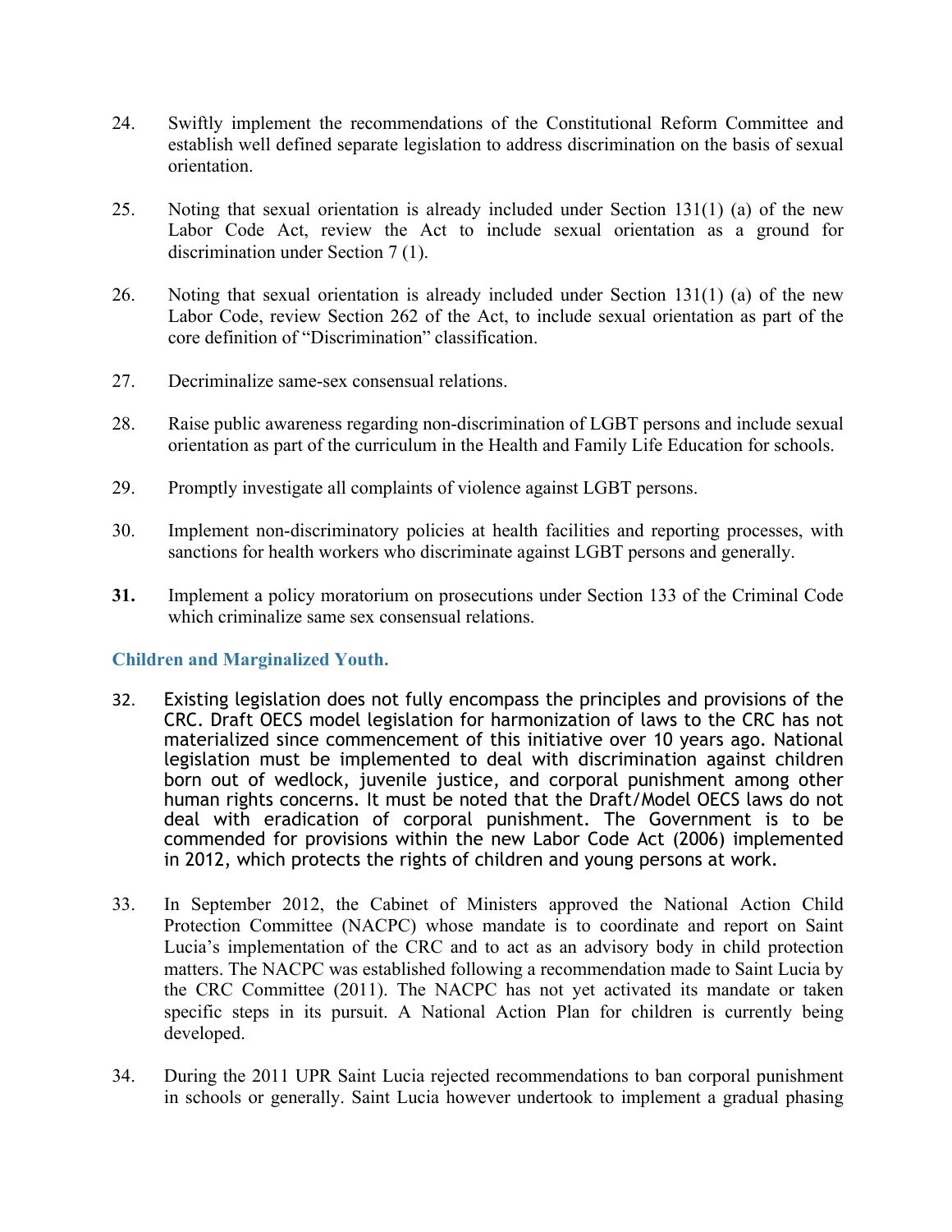24. Swiftly implement the recommendations of the Constitutional Reform Committee and establish well defined separate legislation to address discrimination on the basis of sexual orientation.

25. Noting that sexual orientation is already included under Section 131(1) (a) of the new Labor Code Act, review the Act to include sexual orientation as a ground for discrimination under Section 7 (1).

26. Noting that sexual orientation is already included under Section 131(1) (a) of the new Labor Code, review Section 262 of the Act, to include sexual orientation as part of the core definition of "Discrimination" classification.

27. Decriminalize same-sex consensual relations.

28. Raise public awareness regarding non-discrimination of LGBT persons and include sexual orientation as part of the curriculum in the Health and Family Life Education for schools.

29. Promptly investigate all complaints of violence against LGBT persons.

30. Implement non-discriminatory policies at health facilities and reporting processes, with sanctions for health workers who discriminate against LGBT persons and generally.

**31.** Implement a policy moratorium on prosecutions under Section 133 of the Criminal Code which criminalize same sex consensual relations.

### Children and Marginalized Youth.

32. Existing legislation does not fully encompass the principles and provisions of the CRC. Draft OECS model legislation for harmonization of laws to the CRC has not materialized since commencement of this initiative over 10 years ago. National legislation must be implemented to deal with discrimination against children born out of wedlock, juvenile justice, and corporal punishment among other human rights concerns. It must be noted that the Draft/Model OECS laws do not deal with eradication of corporal punishment. The Government is to be commended for provisions within the new Labor Code Act (2006) implemented in 2012, which protects the rights of children and young persons at work.

33. In September 2012, the Cabinet of Ministers approved the National Action Child Protection Committee (NACPC) whose mandate is to coordinate and report on Saint Lucia's implementation of the CRC and to act as an advisory body in child protection matters. The NACPC was established following a recommendation made to Saint Lucia by the CRC Committee (2011). The NACPC has not yet activated its mandate or taken specific steps in its pursuit. A National Action Plan for children is currently being developed.

34. During the 2011 UPR Saint Lucia rejected recommendations to ban corporal punishment in schools or generally. Saint Lucia however undertook to implement a gradual phasing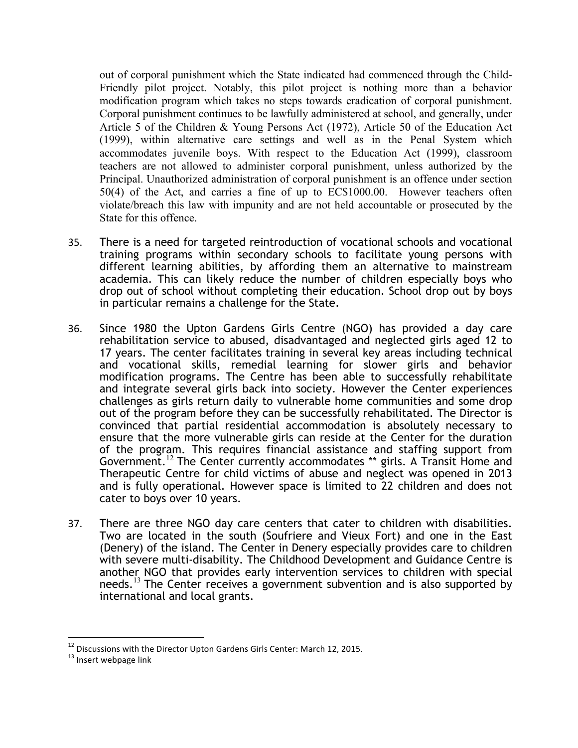out of corporal punishment which the State indicated had commenced through the Child-Friendly pilot project. Notably, this pilot project is nothing more than a behavior modification program which takes no steps towards eradication of corporal punishment. Corporal punishment continues to be lawfully administered at school, and generally, under Article 5 of the Children & Young Persons Act (1972), Article 50 of the Education Act (1999), within alternative care settings and well as in the Penal System which accommodates juvenile boys. With respect to the Education Act (1999), classroom teachers are not allowed to administer corporal punishment, unless authorized by the Principal. Unauthorized administration of corporal punishment is an offence under section 50(4) of the Act, and carries a fine of up to EC$1000.00. However teachers often violate/breach this law with impunity and are not held accountable or prosecuted by the State for this offence.

35. There is a need for targeted reintroduction of vocational schools and vocational training programs within secondary schools to facilitate young persons with different learning abilities, by affording them an alternative to mainstream academia. This can likely reduce the number of children especially boys who drop out of school without completing their education. School drop out by boys in particular remains a challenge for the State.

36. Since 1980 the Upton Gardens Girls Centre (NGO) has provided a day care rehabilitation service to abused, disadvantaged and neglected girls aged 12 to 17 years. The center facilitates training in several key areas including technical and vocational skills, remedial learning for slower girls and behavior modification programs. The Centre has been able to successfully rehabilitate and integrate several girls back into society. However the Center experiences challenges as girls return daily to vulnerable home communities and some drop out of the program before they can be successfully rehabilitated. The Director is convinced that partial residential accommodation is absolutely necessary to ensure that the more vulnerable girls can reside at the Center for the duration of the program. This requires financial assistance and staffing support from Government.[12] The Center currently accommodates ** girls. A Transit Home and Therapeutic Centre for child victims of abuse and neglect was opened in 2013 and is fully operational. However space is limited to 22 children and does not cater to boys over 10 years.

37. There are three NGO day care centers that cater to children with disabilities. Two are located in the south (Soufriere and Vieux Fort) and one in the East (Denery) of the island. The Center in Denery especially provides care to children with severe multi-disability. The Childhood Development and Guidance Centre is another NGO that provides early intervention services to children with special needs.[13] The Center receives a government subvention and is also supported by international and local grants.

[12] Discussions with the Director Upton Gardens Girls Center: March 12, 2015.

[13] Insert webpage link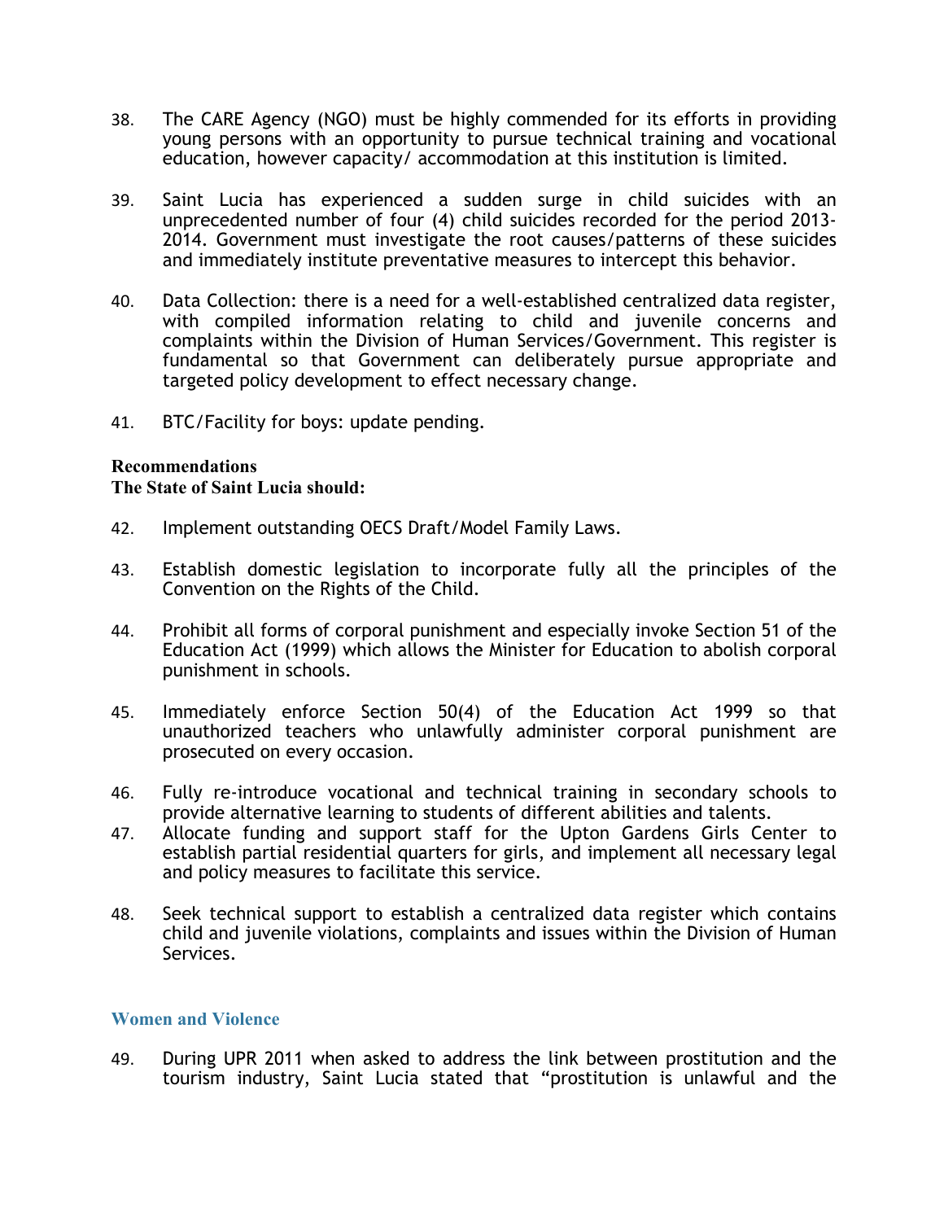38. The CARE Agency (NGO) must be highly commended for its efforts in providing young persons with an opportunity to pursue technical training and vocational education, however capacity/ accommodation at this institution is limited.

39. Saint Lucia has experienced a sudden surge in child suicides with an unprecedented number of four (4) child suicides recorded for the period 2013-2014. Government must investigate the root causes/patterns of these suicides and immediately institute preventative measures to intercept this behavior.

40. Data Collection: there is a need for a well-established centralized data register, with compiled information relating to child and juvenile concerns and complaints within the Division of Human Services/Government. This register is fundamental so that Government can deliberately pursue appropriate and targeted policy development to effect necessary change.

41. BTC/Facility for boys: update pending.

**Recommendations**
**The State of Saint Lucia should:**

42. Implement outstanding OECS Draft/Model Family Laws.

43. Establish domestic legislation to incorporate fully all the principles of the Convention on the Rights of the Child.

44. Prohibit all forms of corporal punishment and especially invoke Section 51 of the Education Act (1999) which allows the Minister for Education to abolish corporal punishment in schools.

45. Immediately enforce Section 50(4) of the Education Act 1999 so that unauthorized teachers who unlawfully administer corporal punishment are prosecuted on every occasion.

46. Fully re-introduce vocational and technical training in secondary schools to provide alternative learning to students of different abilities and talents.

47. Allocate funding and support staff for the Upton Gardens Girls Center to establish partial residential quarters for girls, and implement all necessary legal and policy measures to facilitate this service.

48. Seek technical support to establish a centralized data register which contains child and juvenile violations, complaints and issues within the Division of Human Services.

## Women and Violence

49. During UPR 2011 when asked to address the link between prostitution and the tourism industry, Saint Lucia stated that "prostitution is unlawful and the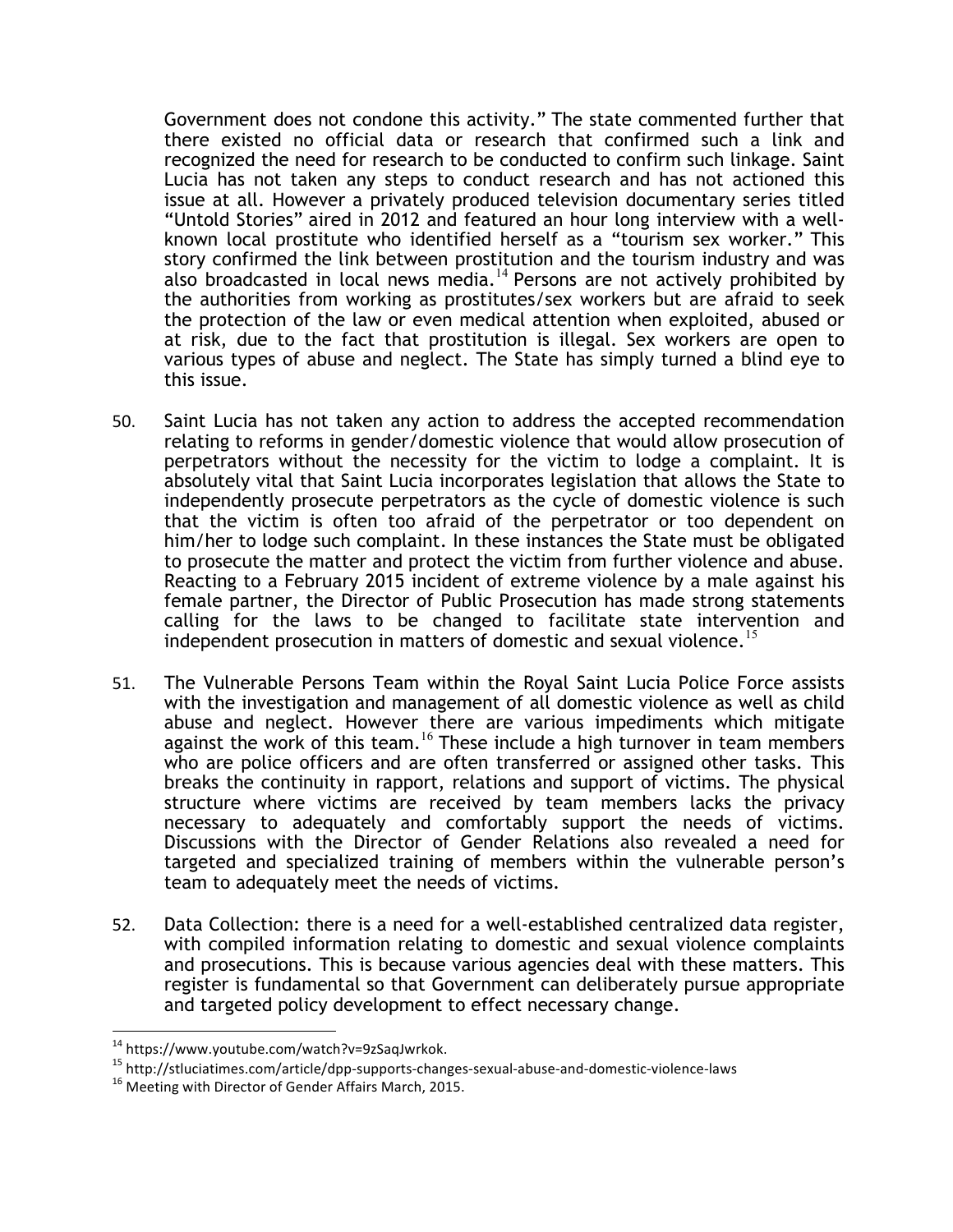Government does not condone this activity." The state commented further that there existed no official data or research that confirmed such a link and recognized the need for research to be conducted to confirm such linkage. Saint Lucia has not taken any steps to conduct research and has not actioned this issue at all. However a privately produced television documentary series titled "Untold Stories" aired in 2012 and featured an hour long interview with a well-known local prostitute who identified herself as a "tourism sex worker." This story confirmed the link between prostitution and the tourism industry and was also broadcasted in local news media.[14] Persons are not actively prohibited by the authorities from working as prostitutes/sex workers but are afraid to seek the protection of the law or even medical attention when exploited, abused or at risk, due to the fact that prostitution is illegal. Sex workers are open to various types of abuse and neglect. The State has simply turned a blind eye to this issue.

50. Saint Lucia has not taken any action to address the accepted recommendation relating to reforms in gender/domestic violence that would allow prosecution of perpetrators without the necessity for the victim to lodge a complaint. It is absolutely vital that Saint Lucia incorporates legislation that allows the State to independently prosecute perpetrators as the cycle of domestic violence is such that the victim is often too afraid of the perpetrator or too dependent on him/her to lodge such complaint. In these instances the State must be obligated to prosecute the matter and protect the victim from further violence and abuse. Reacting to a February 2015 incident of extreme violence by a male against his female partner, the Director of Public Prosecution has made strong statements calling for the laws to be changed to facilitate state intervention and independent prosecution in matters of domestic and sexual violence.[15]

51. The Vulnerable Persons Team within the Royal Saint Lucia Police Force assists with the investigation and management of all domestic violence as well as child abuse and neglect. However there are various impediments which mitigate against the work of this team.[16] These include a high turnover in team members who are police officers and are often transferred or assigned other tasks. This breaks the continuity in rapport, relations and support of victims. The physical structure where victims are received by team members lacks the privacy necessary to adequately and comfortably support the needs of victims. Discussions with the Director of Gender Relations also revealed a need for targeted and specialized training of members within the vulnerable person's team to adequately meet the needs of victims.

52. Data Collection: there is a need for a well-established centralized data register, with compiled information relating to domestic and sexual violence complaints and prosecutions. This is because various agencies deal with these matters. This register is fundamental so that Government can deliberately pursue appropriate and targeted policy development to effect necessary change.

---

[14] https://www.youtube.com/watch?v=9zSaqJwrkok.

[15] http://stluciatimes.com/article/dpp-supports-changes-sexual-abuse-and-domestic-violence-laws

[16] Meeting with Director of Gender Affairs March, 2015.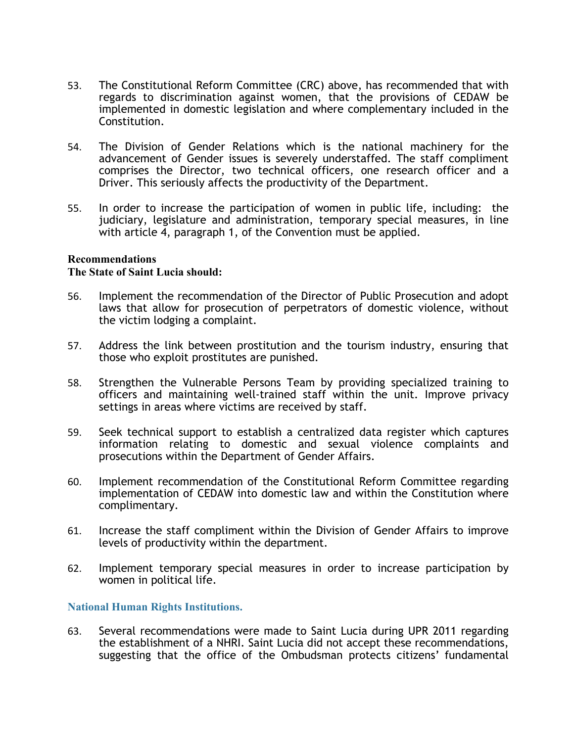53. The Constitutional Reform Committee (CRC) above, has recommended that with regards to discrimination against women, that the provisions of CEDAW be implemented in domestic legislation and where complementary included in the Constitution.

54. The Division of Gender Relations which is the national machinery for the advancement of Gender issues is severely understaffed. The staff compliment comprises the Director, two technical officers, one research officer and a Driver. This seriously affects the productivity of the Department.

55. In order to increase the participation of women in public life, including: the judiciary, legislature and administration, temporary special measures, in line with article 4, paragraph 1, of the Convention must be applied.

**Recommendations**
**The State of Saint Lucia should:**

56. Implement the recommendation of the Director of Public Prosecution and adopt laws that allow for prosecution of perpetrators of domestic violence, without the victim lodging a complaint.

57. Address the link between prostitution and the tourism industry, ensuring that those who exploit prostitutes are punished.

58. Strengthen the Vulnerable Persons Team by providing specialized training to officers and maintaining well-trained staff within the unit. Improve privacy settings in areas where victims are received by staff.

59. Seek technical support to establish a centralized data register which captures information relating to domestic and sexual violence complaints and prosecutions within the Department of Gender Affairs.

60. Implement recommendation of the Constitutional Reform Committee regarding implementation of CEDAW into domestic law and within the Constitution where complimentary.

61. Increase the staff compliment within the Division of Gender Affairs to improve levels of productivity within the department.

62. Implement temporary special measures in order to increase participation by women in political life.

## National Human Rights Institutions.

63. Several recommendations were made to Saint Lucia during UPR 2011 regarding the establishment of a NHRI. Saint Lucia did not accept these recommendations, suggesting that the office of the Ombudsman protects citizens' fundamental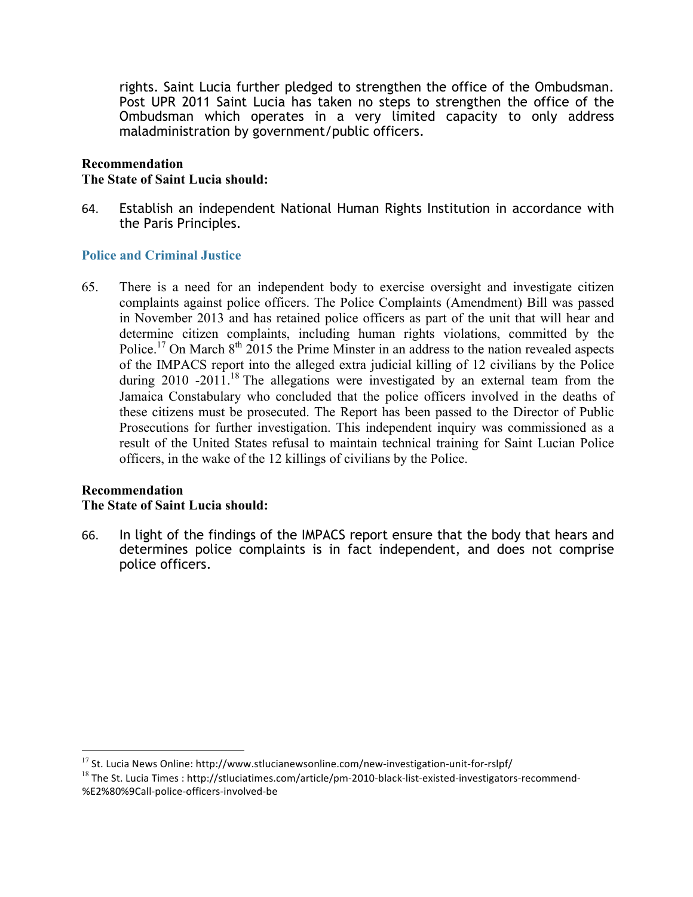rights. Saint Lucia further pledged to strengthen the office of the Ombudsman. Post UPR 2011 Saint Lucia has taken no steps to strengthen the office of the Ombudsman which operates in a very limited capacity to only address maladministration by government/public officers.

**Recommendation**
**The State of Saint Lucia should:**

64. Establish an independent National Human Rights Institution in accordance with the Paris Principles.

### Police and Criminal Justice

65. There is a need for an independent body to exercise oversight and investigate citizen complaints against police officers. The Police Complaints (Amendment) Bill was passed in November 2013 and has retained police officers as part of the unit that will hear and determine citizen complaints, including human rights violations, committed by the Police.[17] On March 8th 2015 the Prime Minster in an address to the nation revealed aspects of the IMPACS report into the alleged extra judicial killing of 12 civilians by the Police during 2010 -2011.[18] The allegations were investigated by an external team from the Jamaica Constabulary who concluded that the police officers involved in the deaths of these citizens must be prosecuted. The Report has been passed to the Director of Public Prosecutions for further investigation. This independent inquiry was commissioned as a result of the United States refusal to maintain technical training for Saint Lucian Police officers, in the wake of the 12 killings of civilians by the Police.

**Recommendation**
**The State of Saint Lucia should:**

66. In light of the findings of the IMPACS report ensure that the body that hears and determines police complaints is in fact independent, and does not comprise police officers.

---

[17] St. Lucia News Online: http://www.stlucianewsonline.com/new-investigation-unit-for-rslpf/

[18] The St. Lucia Times : http://stluciatimes.com/article/pm-2010-black-list-existed-investigators-recommend-%E2%80%9Call-police-officers-involved-be